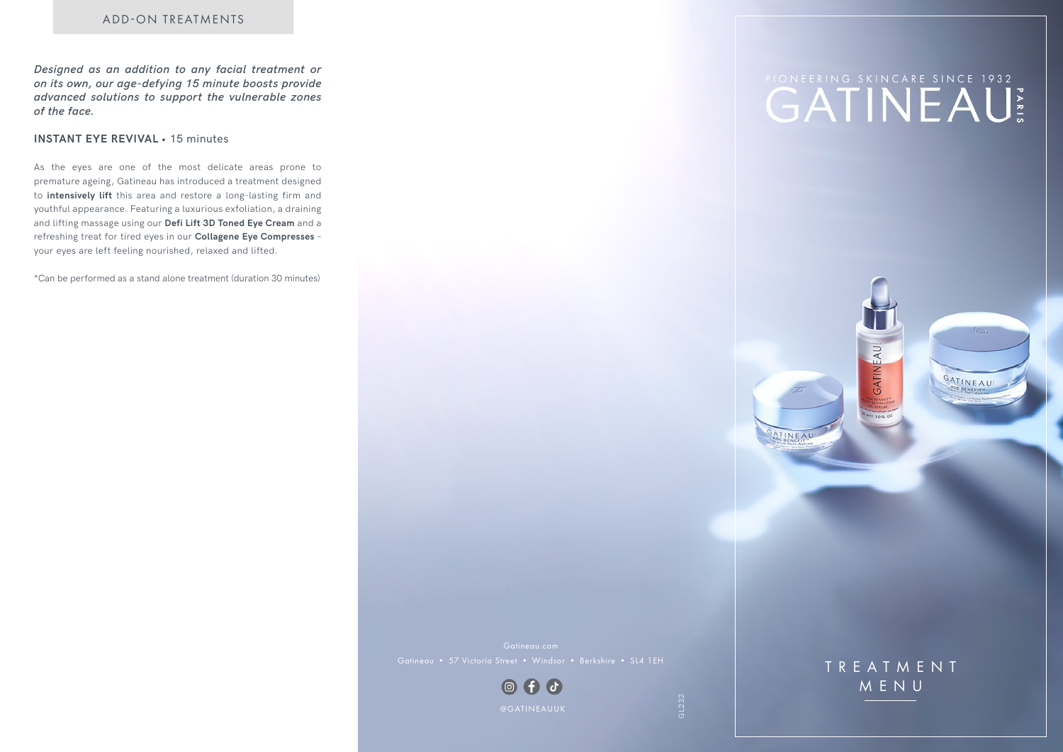## ADD-ON TREATMENTS

***Designed as an addition to any facial treatment or on its own, our age-defying 15 minute boosts provide advanced solutions to support the vulnerable zones of the face.***

### INSTANT EYE REVIVAL • 15 minutes

As the eyes are one of the most delicate areas prone to premature ageing, Gatineau has introduced a treatment designed to **intensively lift** this area and restore a long-lasting firm and youthful appearance. Featuring a luxurious exfoliation, a draining and lifting massage using our **Defi Lift 3D Toned Eye Cream** and a refreshing treat for tired eyes in our **Collagene Eye Compresses** – your eyes are left feeling nourished, relaxed and lifted.

*Can be performed as a stand alone treatment (duration 30 minutes)

Gatineau.com

Gatineau • 57 Victoria Street • Windsor • Berkshire • SL4 1EH

@GATINEAUUK

GL232

PIONEERING SKINCARE SINCE 1932

# GATINEAU PARIS

## TREATMENT MENU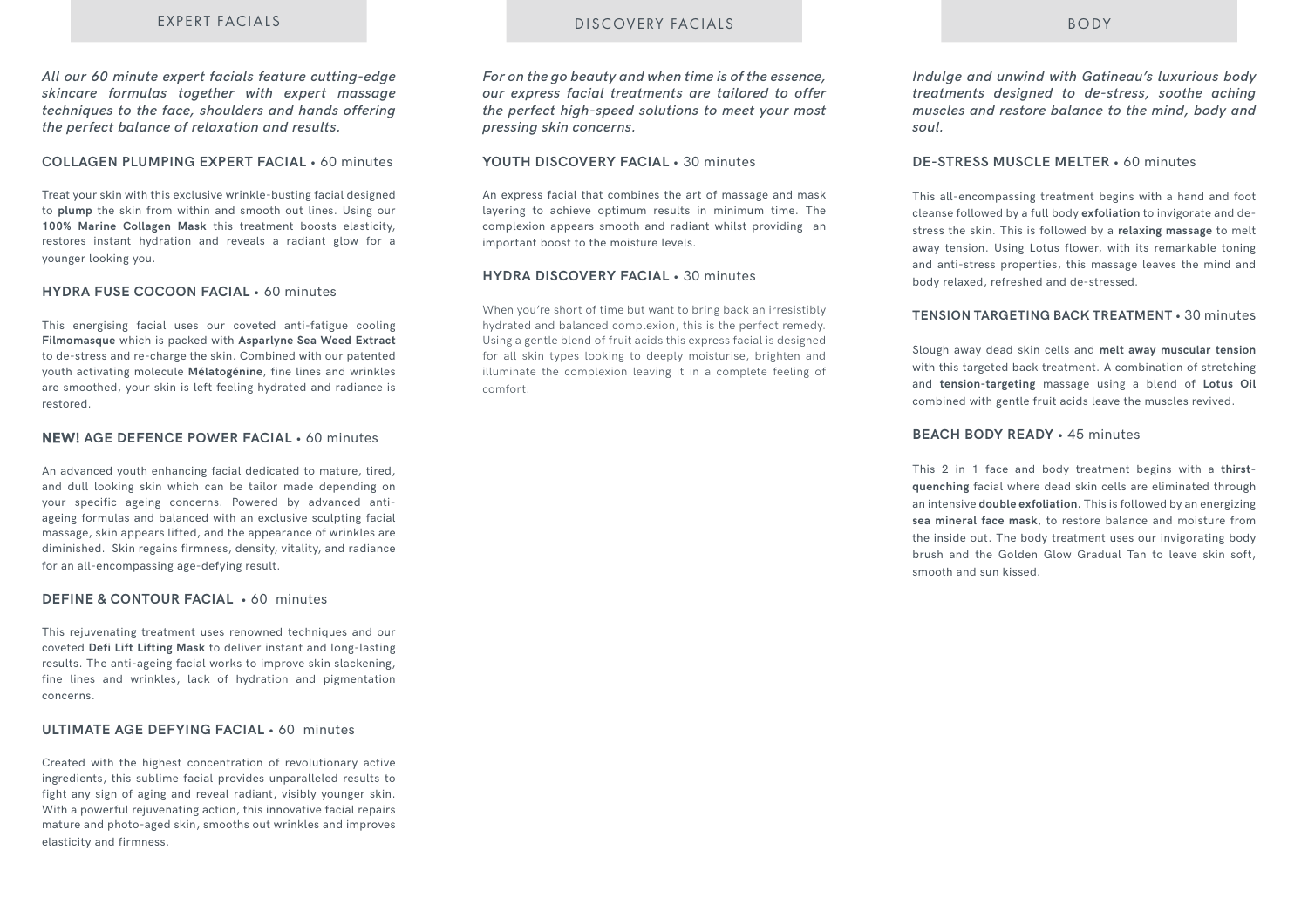## EXPERT FACIALS

*All our 60 minute expert facials feature cutting-edge skincare formulas together with expert massage techniques to the face, shoulders and hands offering the perfect balance of relaxation and results.*

### COLLAGEN PLUMPING EXPERT FACIAL • 60 minutes

Treat your skin with this exclusive wrinkle-busting facial designed to **plump** the skin from within and smooth out lines. Using our **100% Marine Collagen Mask** this treatment boosts elasticity, restores instant hydration and reveals a radiant glow for a younger looking you.

### HYDRA FUSE COCOON FACIAL • 60 minutes

This energising facial uses our coveted anti-fatigue cooling **Filmomasque** which is packed with **Asparlyne Sea Weed Extract** to de-stress and re-charge the skin. Combined with our patented youth activating molecule **Mélatogénine**, fine lines and wrinkles are smoothed, your skin is left feeling hydrated and radiance is restored.

### NEW! AGE DEFENCE POWER FACIAL • 60 minutes

An advanced youth enhancing facial dedicated to mature, tired, and dull looking skin which can be tailor made depending on your specific ageing concerns. Powered by advanced anti-ageing formulas and balanced with an exclusive sculpting facial massage, skin appears lifted, and the appearance of wrinkles are diminished. Skin regains firmness, density, vitality, and radiance for an all-encompassing age-defying result.

### DEFINE & CONTOUR FACIAL • 60 minutes

This rejuvenating treatment uses renowned techniques and our coveted **Defi Lift Lifting Mask** to deliver instant and long-lasting results. The anti-ageing facial works to improve skin slackening, fine lines and wrinkles, lack of hydration and pigmentation concerns.

### ULTIMATE AGE DEFYING FACIAL • 60 minutes

Created with the highest concentration of revolutionary active ingredients, this sublime facial provides unparalleled results to fight any sign of aging and reveal radiant, visibly younger skin. With a powerful rejuvenating action, this innovative facial repairs mature and photo-aged skin, smooths out wrinkles and improves elasticity and firmness.

## DISCOVERY FACIALS

*For on the go beauty and when time is of the essence, our express facial treatments are tailored to offer the perfect high-speed solutions to meet your most pressing skin concerns.*

### YOUTH DISCOVERY FACIAL • 30 minutes

An express facial that combines the art of massage and mask layering to achieve optimum results in minimum time. The complexion appears smooth and radiant whilst providing an important boost to the moisture levels.

### HYDRA DISCOVERY FACIAL • 30 minutes

When you're short of time but want to bring back an irresistibly hydrated and balanced complexion, this is the perfect remedy. Using a gentle blend of fruit acids this express facial is designed for all skin types looking to deeply moisturise, brighten and illuminate the complexion leaving it in a complete feeling of comfort.

## BODY

*Indulge and unwind with Gatineau's luxurious body treatments designed to de-stress, soothe aching muscles and restore balance to the mind, body and soul.*

### DE-STRESS MUSCLE MELTER • 60 minutes

This all-encompassing treatment begins with a hand and foot cleanse followed by a full body **exfoliation** to invigorate and de-stress the skin. This is followed by a **relaxing massage** to melt away tension. Using Lotus flower, with its remarkable toning and anti-stress properties, this massage leaves the mind and body relaxed, refreshed and de-stressed.

### TENSION TARGETING BACK TREATMENT • 30 minutes

Slough away dead skin cells and **melt away muscular tension** with this targeted back treatment. A combination of stretching and **tension-targeting** massage using a blend of **Lotus Oil** combined with gentle fruit acids leave the muscles revived.

### BEACH BODY READY • 45 minutes

This 2 in 1 face and body treatment begins with a **thirst-quenching** facial where dead skin cells are eliminated through an intensive **double exfoliation.** This is followed by an energizing **sea mineral face mask**, to restore balance and moisture from the inside out. The body treatment uses our invigorating body brush and the Golden Glow Gradual Tan to leave skin soft, smooth and sun kissed.